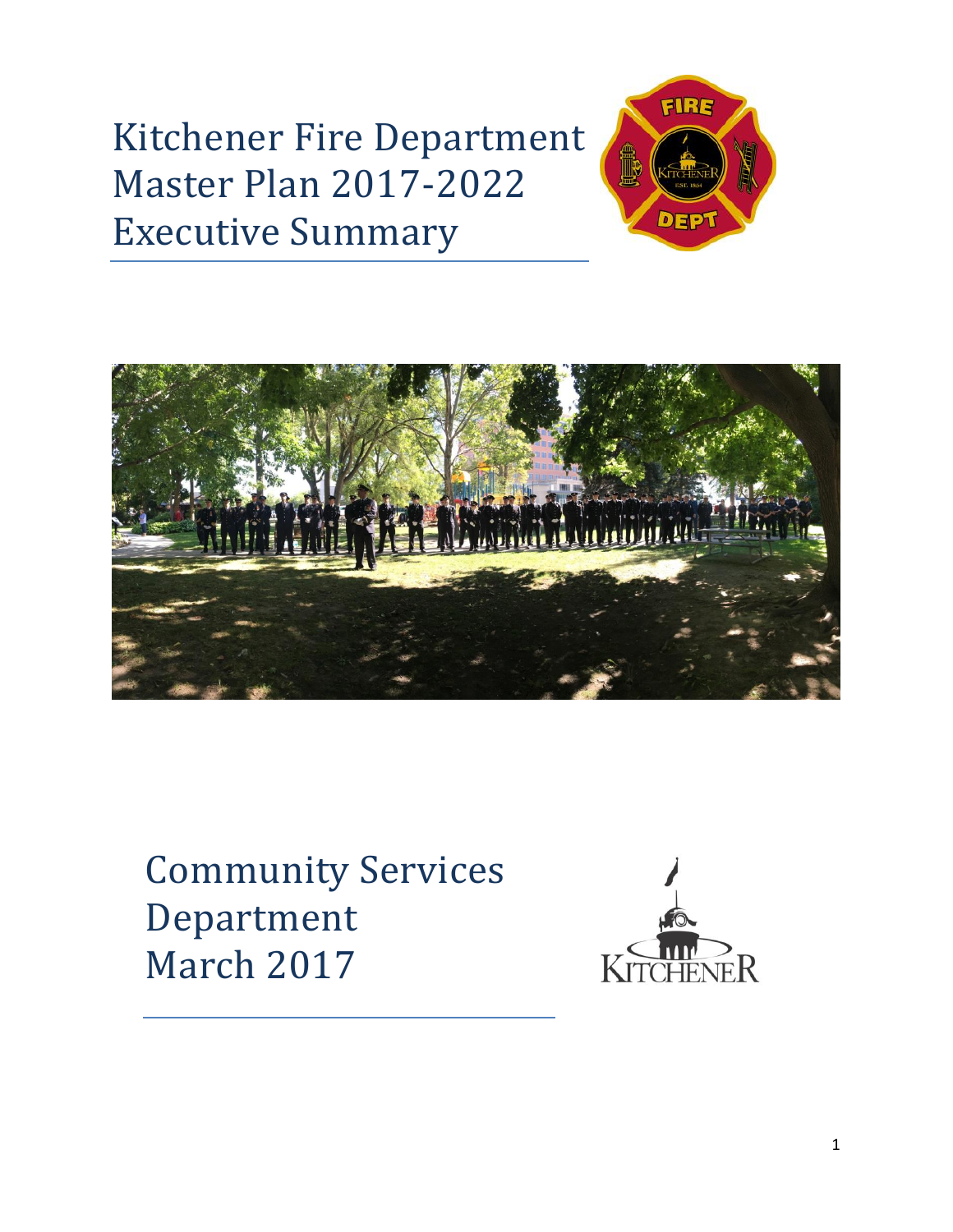# Kitchener Fire Department Master Plan 2017-2022 Executive Summary

Community Services Department
March 2017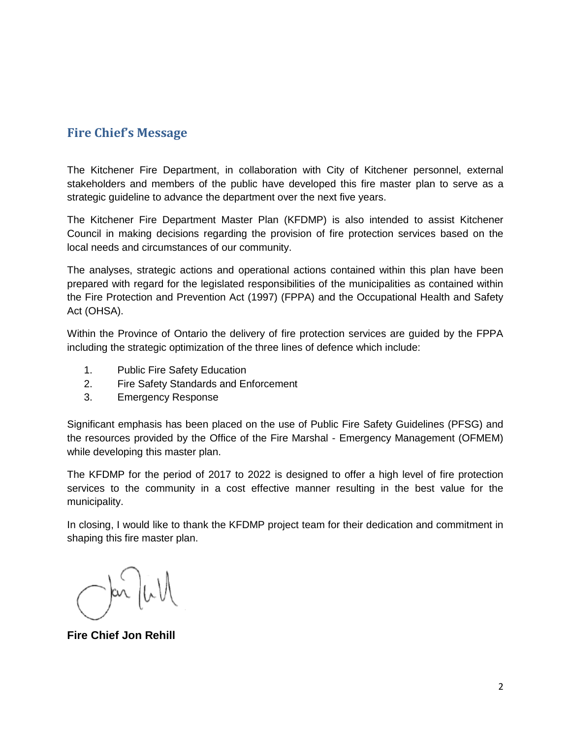## Fire Chief's Message

The Kitchener Fire Department, in collaboration with City of Kitchener personnel, external stakeholders and members of the public have developed this fire master plan to serve as a strategic guideline to advance the department over the next five years.

The Kitchener Fire Department Master Plan (KFDMP) is also intended to assist Kitchener Council in making decisions regarding the provision of fire protection services based on the local needs and circumstances of our community.

The analyses, strategic actions and operational actions contained within this plan have been prepared with regard for the legislated responsibilities of the municipalities as contained within the Fire Protection and Prevention Act (1997) (FPPA) and the Occupational Health and Safety Act (OHSA).

Within the Province of Ontario the delivery of fire protection services are guided by the FPPA including the strategic optimization of the three lines of defence which include:

1. Public Fire Safety Education
2. Fire Safety Standards and Enforcement
3. Emergency Response

Significant emphasis has been placed on the use of Public Fire Safety Guidelines (PFSG) and the resources provided by the Office of the Fire Marshal - Emergency Management (OFMEM) while developing this master plan.

The KFDMP for the period of 2017 to 2022 is designed to offer a high level of fire protection services to the community in a cost effective manner resulting in the best value for the municipality.

In closing, I would like to thank the KFDMP project team for their dedication and commitment in shaping this fire master plan.

**Fire Chief Jon Rehill**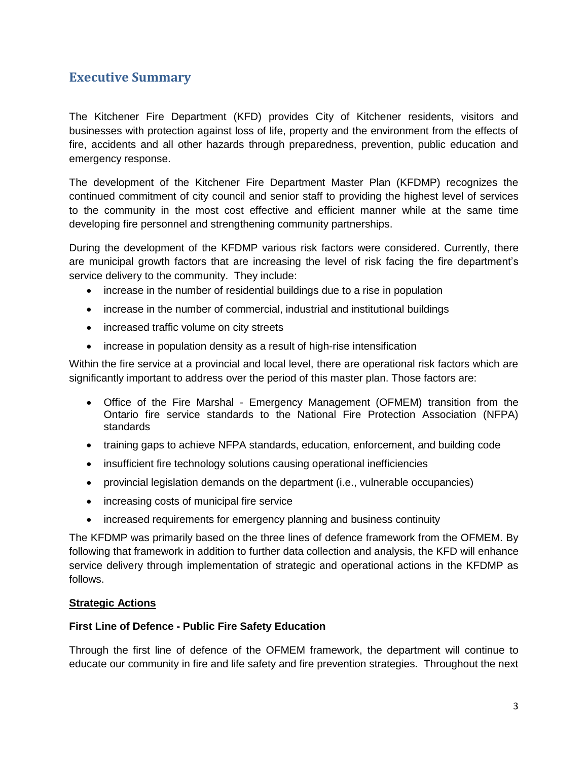## Executive Summary

The Kitchener Fire Department (KFD) provides City of Kitchener residents, visitors and businesses with protection against loss of life, property and the environment from the effects of fire, accidents and all other hazards through preparedness, prevention, public education and emergency response.

The development of the Kitchener Fire Department Master Plan (KFDMP) recognizes the continued commitment of city council and senior staff to providing the highest level of services to the community in the most cost effective and efficient manner while at the same time developing fire personnel and strengthening community partnerships.

During the development of the KFDMP various risk factors were considered. Currently, there are municipal growth factors that are increasing the level of risk facing the fire department's service delivery to the community. They include:

- increase in the number of residential buildings due to a rise in population
- increase in the number of commercial, industrial and institutional buildings
- increased traffic volume on city streets
- increase in population density as a result of high-rise intensification

Within the fire service at a provincial and local level, there are operational risk factors which are significantly important to address over the period of this master plan. Those factors are:

- Office of the Fire Marshal - Emergency Management (OFMEM) transition from the Ontario fire service standards to the National Fire Protection Association (NFPA) standards
- training gaps to achieve NFPA standards, education, enforcement, and building code
- insufficient fire technology solutions causing operational inefficiencies
- provincial legislation demands on the department (i.e., vulnerable occupancies)
- increasing costs of municipal fire service
- increased requirements for emergency planning and business continuity

The KFDMP was primarily based on the three lines of defence framework from the OFMEM. By following that framework in addition to further data collection and analysis, the KFD will enhance service delivery through implementation of strategic and operational actions in the KFDMP as follows.

**Strategic Actions**

**First Line of Defence - Public Fire Safety Education**

Through the first line of defence of the OFMEM framework, the department will continue to educate our community in fire and life safety and fire prevention strategies. Throughout the next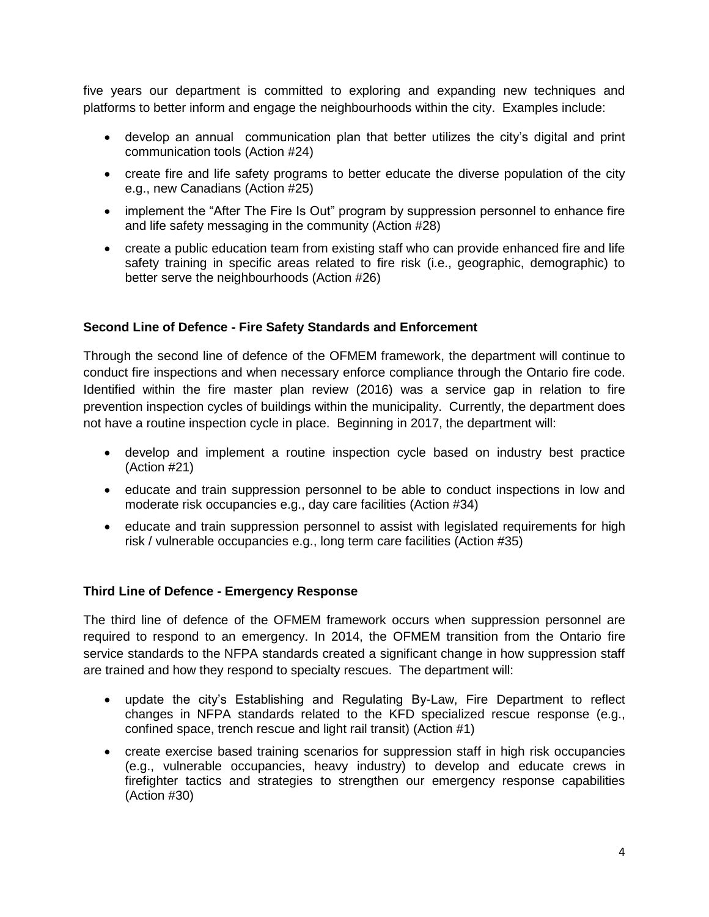five years our department is committed to exploring and expanding new techniques and platforms to better inform and engage the neighbourhoods within the city. Examples include:

- develop an annual communication plan that better utilizes the city's digital and print communication tools (Action #24)
- create fire and life safety programs to better educate the diverse population of the city e.g., new Canadians (Action #25)
- implement the "After The Fire Is Out" program by suppression personnel to enhance fire and life safety messaging in the community (Action #28)
- create a public education team from existing staff who can provide enhanced fire and life safety training in specific areas related to fire risk (i.e., geographic, demographic) to better serve the neighbourhoods (Action #26)

**Second Line of Defence - Fire Safety Standards and Enforcement**

Through the second line of defence of the OFMEM framework, the department will continue to conduct fire inspections and when necessary enforce compliance through the Ontario fire code. Identified within the fire master plan review (2016) was a service gap in relation to fire prevention inspection cycles of buildings within the municipality. Currently, the department does not have a routine inspection cycle in place. Beginning in 2017, the department will:

- develop and implement a routine inspection cycle based on industry best practice (Action #21)
- educate and train suppression personnel to be able to conduct inspections in low and moderate risk occupancies e.g., day care facilities (Action #34)
- educate and train suppression personnel to assist with legislated requirements for high risk / vulnerable occupancies e.g., long term care facilities (Action #35)

**Third Line of Defence - Emergency Response**

The third line of defence of the OFMEM framework occurs when suppression personnel are required to respond to an emergency. In 2014, the OFMEM transition from the Ontario fire service standards to the NFPA standards created a significant change in how suppression staff are trained and how they respond to specialty rescues. The department will:

- update the city's Establishing and Regulating By-Law, Fire Department to reflect changes in NFPA standards related to the KFD specialized rescue response (e.g., confined space, trench rescue and light rail transit) (Action #1)
- create exercise based training scenarios for suppression staff in high risk occupancies (e.g., vulnerable occupancies, heavy industry) to develop and educate crews in firefighter tactics and strategies to strengthen our emergency response capabilities (Action #30)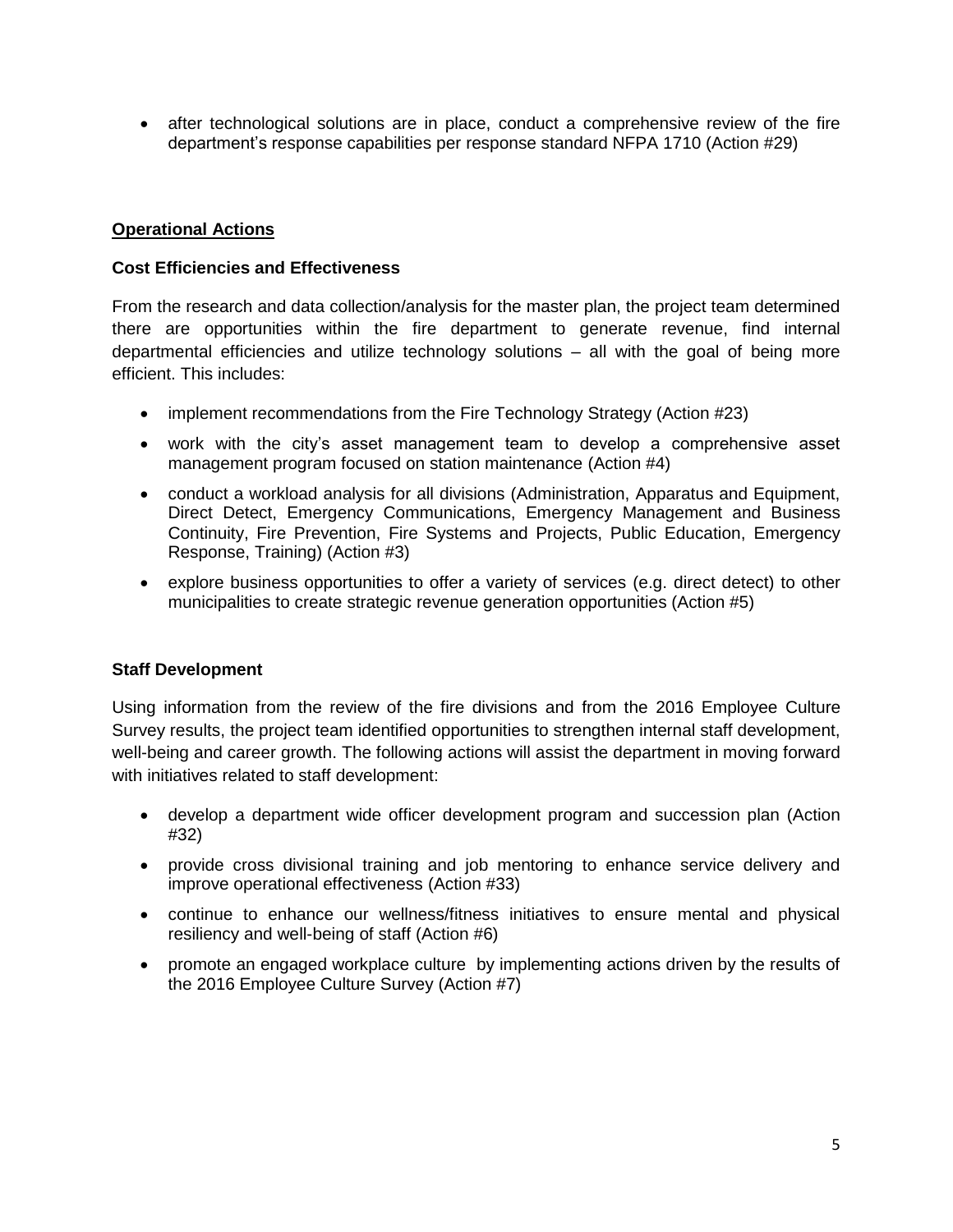- after technological solutions are in place, conduct a comprehensive review of the fire department's response capabilities per response standard NFPA 1710 (Action #29)

## Operational Actions

### Cost Efficiencies and Effectiveness

From the research and data collection/analysis for the master plan, the project team determined there are opportunities within the fire department to generate revenue, find internal departmental efficiencies and utilize technology solutions – all with the goal of being more efficient. This includes:

- implement recommendations from the Fire Technology Strategy (Action #23)
- work with the city's asset management team to develop a comprehensive asset management program focused on station maintenance (Action #4)
- conduct a workload analysis for all divisions (Administration, Apparatus and Equipment, Direct Detect, Emergency Communications, Emergency Management and Business Continuity, Fire Prevention, Fire Systems and Projects, Public Education, Emergency Response, Training) (Action #3)
- explore business opportunities to offer a variety of services (e.g. direct detect) to other municipalities to create strategic revenue generation opportunities (Action #5)

### Staff Development

Using information from the review of the fire divisions and from the 2016 Employee Culture Survey results, the project team identified opportunities to strengthen internal staff development, well-being and career growth. The following actions will assist the department in moving forward with initiatives related to staff development:

- develop a department wide officer development program and succession plan (Action #32)
- provide cross divisional training and job mentoring to enhance service delivery and improve operational effectiveness (Action #33)
- continue to enhance our wellness/fitness initiatives to ensure mental and physical resiliency and well-being of staff (Action #6)
- promote an engaged workplace culture by implementing actions driven by the results of the 2016 Employee Culture Survey (Action #7)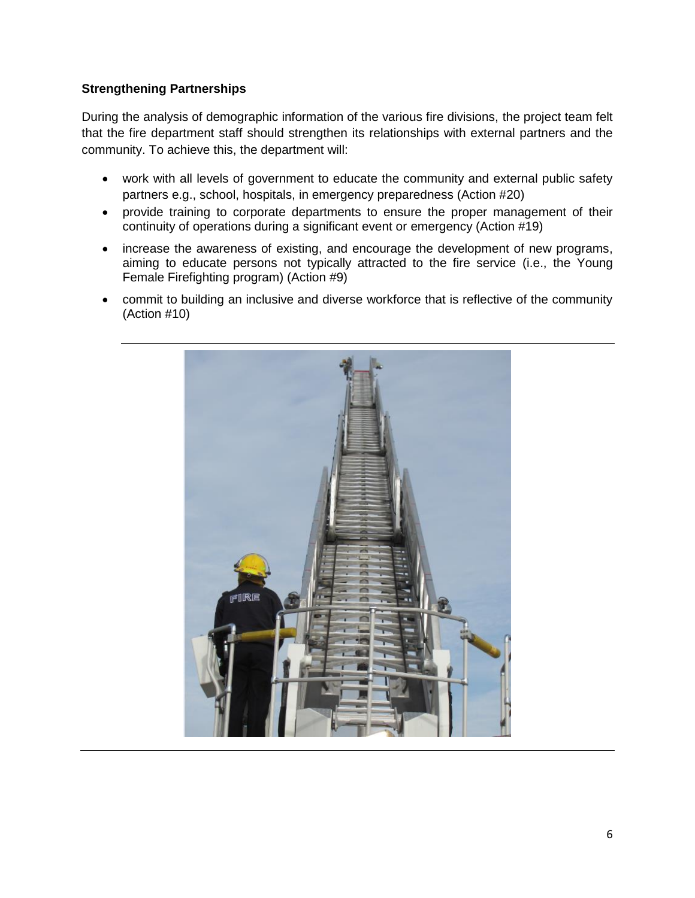**Strengthening Partnerships**

During the analysis of demographic information of the various fire divisions, the project team felt that the fire department staff should strengthen its relationships with external partners and the community. To achieve this, the department will:

- work with all levels of government to educate the community and external public safety partners e.g., school, hospitals, in emergency preparedness (Action #20)
- provide training to corporate departments to ensure the proper management of their continuity of operations during a significant event or emergency (Action #19)
- increase the awareness of existing, and encourage the development of new programs, aiming to educate persons not typically attracted to the fire service (i.e., the Young Female Firefighting program) (Action #9)
- commit to building an inclusive and diverse workforce that is reflective of the community (Action #10)